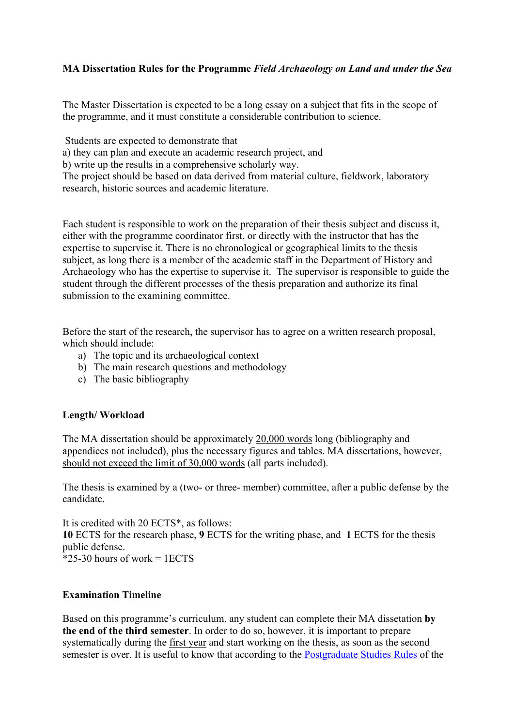**MA Dissertation Rules for the Programme *Field Archaeology on Land and under the Sea***

The Master Dissertation is expected to be a long essay on a subject that fits in the scope of the programme, and it must constitute a considerable contribution to science.

Students are expected to demonstrate that
a) they can plan and execute an academic research project, and
b) write up the results in a comprehensive scholarly way.
The project should be based on data derived from material culture, fieldwork, laboratory research, historic sources and academic literature.

Each student is responsible to work on the preparation of their thesis subject and discuss it, either with the programme coordinator first, or directly with the instructor that has the expertise to supervise it. There is no chronological or geographical limits to the thesis subject, as long there is a member of the academic staff in the Department of History and Archaeology who has the expertise to supervise it. The supervisor is responsible to guide the student through the different processes of the thesis preparation and authorize its final submission to the examining committee.

Before the start of the research, the supervisor has to agree on a written research proposal, which should include:

a) The topic and its archaeological context
b) The main research questions and methodology
c) The basic bibliography

**Length/ Workload**

The MA dissertation should be approximately <u>20,000 words</u> long (bibliography and appendices not included), plus the necessary figures and tables. MA dissertations, however, <u>should not exceed the limit of 30,000 words</u> (all parts included).

The thesis is examined by a (two- or three- member) committee, after a public defense by the candidate.

It is credited with 20 ECTS*, as follows:
**10** ECTS for the research phase, **9** ECTS for the writing phase, and **1** ECTS for the thesis public defense.
*25-30 hours of work = 1ECTS

**Examination Timeline**

Based on this programme's curriculum, any student can complete their MA dissetation **by the end of the third semester**. In order to do so, however, it is important to prepare systematically during the <u>first year</u> and start working on the thesis, as soon as the second semester is over. It is useful to know that according to the [Postgraduate Studies Rules](#) of the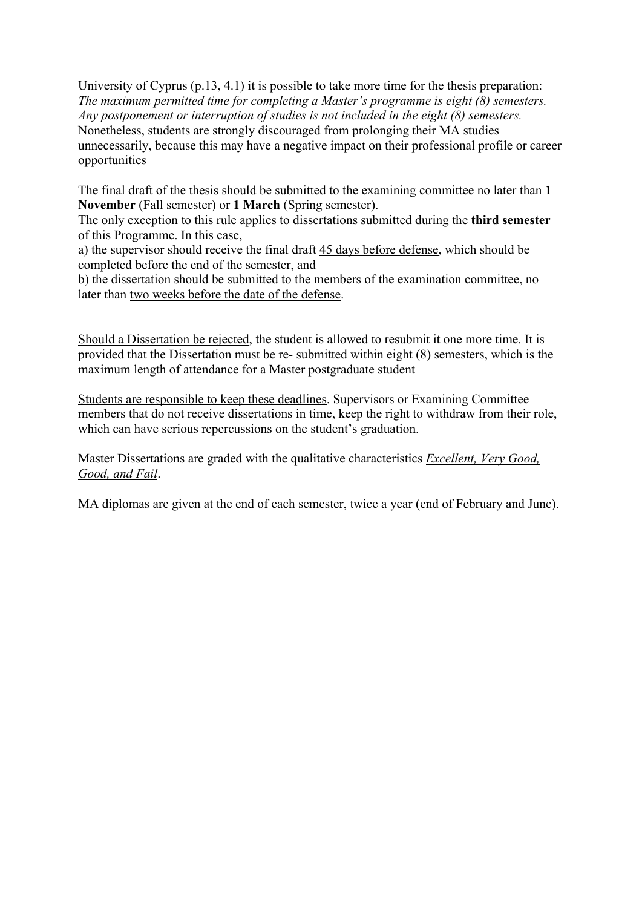University of Cyprus (p.13, 4.1) it is possible to take more time for the thesis preparation: *The maximum permitted time for completing a Master's programme is eight (8) semesters. Any postponement or interruption of studies is not included in the eight (8) semesters.* Nonetheless, students are strongly discouraged from prolonging their MA studies unnecessarily, because this may have a negative impact on their professional profile or career opportunities

The final draft of the thesis should be submitted to the examining committee no later than **1 November** (Fall semester) or **1 March** (Spring semester).
The only exception to this rule applies to dissertations submitted during the **third semester** of this Programme. In this case,
a) the supervisor should receive the final draft 45 days before defense, which should be completed before the end of the semester, and
b) the dissertation should be submitted to the members of the examination committee, no later than two weeks before the date of the defense.

Should a Dissertation be rejected, the student is allowed to resubmit it one more time. It is provided that the Dissertation must be re- submitted within eight (8) semesters, which is the maximum length of attendance for a Master postgraduate student

Students are responsible to keep these deadlines. Supervisors or Examining Committee members that do not receive dissertations in time, keep the right to withdraw from their role, which can have serious repercussions on the student's graduation.

Master Dissertations are graded with the qualitative characteristics *Excellent, Very Good, Good, and Fail*.

MA diplomas are given at the end of each semester, twice a year (end of February and June).